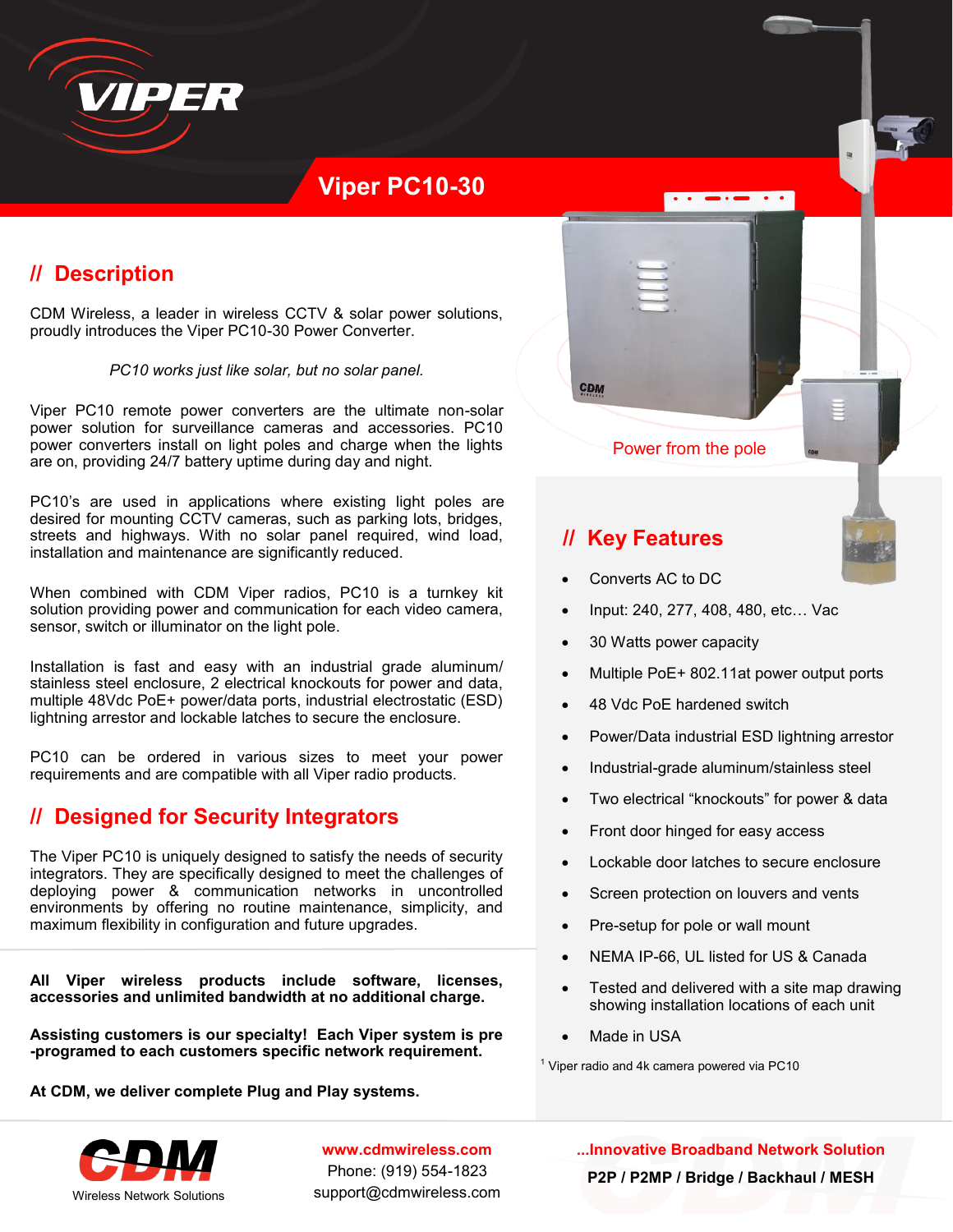# Viper PC10-30

## // Description

CDM Wireless, a leader in wireless CCTV & solar power solutions, proudly introduces the Viper PC10-30 Power Converter.

*PC10 works just like solar, but no solar panel.*

Viper PC10 remote power converters are the ultimate non-solar power solution for surveillance cameras and accessories. PC10 power converters install on light poles and charge when the lights are on, providing 24/7 battery uptime during day and night.

PC10's are used in applications where existing light poles are desired for mounting CCTV cameras, such as parking lots, bridges, streets and highways. With no solar panel required, wind load, installation and maintenance are significantly reduced.

When combined with CDM Viper radios, PC10 is a turnkey kit solution providing power and communication for each video camera, sensor, switch or illuminator on the light pole.

Installation is fast and easy with an industrial grade aluminum/ stainless steel enclosure, 2 electrical knockouts for power and data, multiple 48Vdc PoE+ power/data ports, industrial electrostatic (ESD) lightning arrestor and lockable latches to secure the enclosure.

PC10 can be ordered in various sizes to meet your power requirements and are compatible with all Viper radio products.

## // Designed for Security Integrators

The Viper PC10 is uniquely designed to satisfy the needs of security integrators. They are specifically designed to meet the challenges of deploying power & communication networks in uncontrolled environments by offering no routine maintenance, simplicity, and maximum flexibility in configuration and future upgrades.

**All Viper wireless products include software, licenses, accessories and unlimited bandwidth at no additional charge.**

**Assisting customers is our specialty! Each Viper system is pre -programed to each customers specific network requirement.**

**At CDM, we deliver complete Plug and Play systems.**

Power from the pole

## // Key Features

- Converts AC to DC
- Input: 240, 277, 408, 480, etc… Vac
- 30 Watts power capacity
- Multiple PoE+ 802.11at power output ports
- 48 Vdc PoE hardened switch
- Power/Data industrial ESD lightning arrestor
- Industrial-grade aluminum/stainless steel
- Two electrical "knockouts" for power & data
- Front door hinged for easy access
- Lockable door latches to secure enclosure
- Screen protection on louvers and vents
- Pre-setup for pole or wall mount
- NEMA IP-66, UL listed for US & Canada
- Tested and delivered with a site map drawing showing installation locations of each unit
- Made in USA

[1] Viper radio and 4k camera powered via PC10

CDM Wireless Network Solutions

**www.cdmwireless.com**
Phone: (919) 554-1823
support@cdmwireless.com

**...Innovative Broadband Network Solution**

**P2P / P2MP / Bridge / Backhaul / MESH**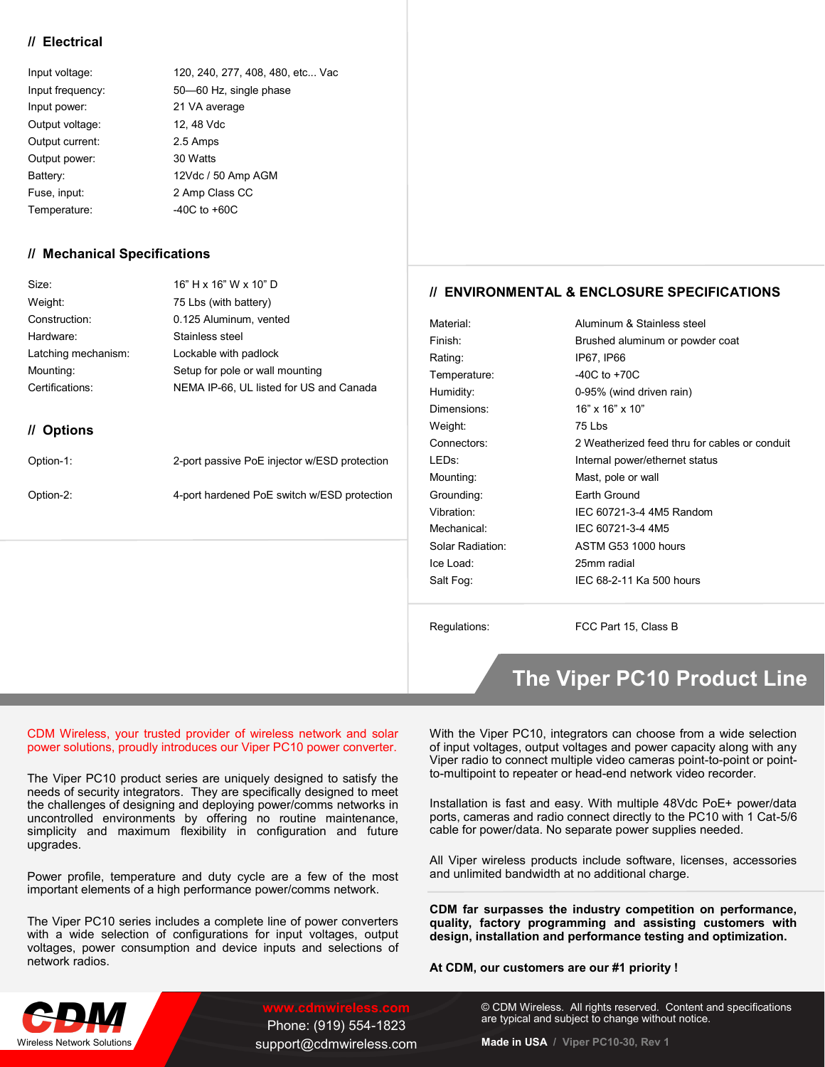## // Electrical

| | |
|---|---|
| Input voltage: | 120, 240, 277, 408, 480, etc... Vac |
| Input frequency: | 50—60 Hz, single phase |
| Input power: | 21 VA average |
| Output voltage: | 12, 48 Vdc |
| Output current: | 2.5 Amps |
| Output power: | 30 Watts |
| Battery: | 12Vdc / 50 Amp AGM |
| Fuse, input: | 2 Amp Class CC |
| Temperature: | -40C to +60C |

## // Mechanical Specifications

| | |
|---|---|
| Size: | 16” H x 16” W x 10” D |
| Weight: | 75 Lbs (with battery) |
| Construction: | 0.125 Aluminum, vented |
| Hardware: | Stainless steel |
| Latching mechanism: | Lockable with padlock |
| Mounting: | Setup for pole or wall mounting |
| Certifications: | NEMA IP-66, UL listed for US and Canada |

## // Options

| | |
|---|---|
| Option-1: | 2-port passive PoE injector w/ESD protection |
| Option-2: | 4-port hardened PoE switch w/ESD protection |

## // ENVIRONMENTAL & ENCLOSURE SPECIFICATIONS

| | |
|---|---|
| Material: | Aluminum & Stainless steel |
| Finish: | Brushed aluminum or powder coat |
| Rating: | IP67, IP66 |
| Temperature: | -40C to +70C |
| Humidity: | 0-95% (wind driven rain) |
| Dimensions: | 16” x 16” x 10” |
| Weight: | 75 Lbs |
| Connectors: | 2 Weatherized feed thru for cables or conduit |
| LEDs: | Internal power/ethernet status |
| Mounting: | Mast, pole or wall |
| Grounding: | Earth Ground |
| Vibration: | IEC 60721-3-4 4M5 Random |
| Mechanical: | IEC 60721-3-4 4M5 |
| Solar Radiation: | ASTM G53 1000 hours |
| Ice Load: | 25mm radial |
| Salt Fog: | IEC 68-2-11 Ka 500 hours |
| Regulations: | FCC Part 15, Class B |

## The Viper PC10 Product Line

CDM Wireless, your trusted provider of wireless network and solar power solutions, proudly introduces our Viper PC10 power converter.

The Viper PC10 product series are uniquely designed to satisfy the needs of security integrators. They are specifically designed to meet the challenges of designing and deploying power/comms networks in uncontrolled environments by offering no routine maintenance, simplicity and maximum flexibility in configuration and future upgrades.

Power profile, temperature and duty cycle are a few of the most important elements of a high performance power/comms network.

The Viper PC10 series includes a complete line of power converters with a wide selection of configurations for input voltages, output voltages, power consumption and device inputs and selections of network radios.

With the Viper PC10, integrators can choose from a wide selection of input voltages, output voltages and power capacity along with any Viper radio to connect multiple video cameras point-to-point or point-to-multipoint to repeater or head-end network video recorder.

Installation is fast and easy. With multiple 48Vdc PoE+ power/data ports, cameras and radio connect directly to the PC10 with 1 Cat-5/6 cable for power/data. No separate power supplies needed.

All Viper wireless products include software, licenses, accessories and unlimited bandwidth at no additional charge.

**CDM far surpasses the industry competition on performance, quality, factory programming and assisting customers with design, installation and performance testing and optimization.**

**At CDM, our customers are our #1 priority !**

CDM
Wireless Network Solutions

www.cdmwireless.com
Phone: (919) 554-1823
support@cdmwireless.com

© CDM Wireless. All rights reserved. Content and specifications are typical and subject to change without notice.

**Made in USA** / Viper PC10-30, Rev 1